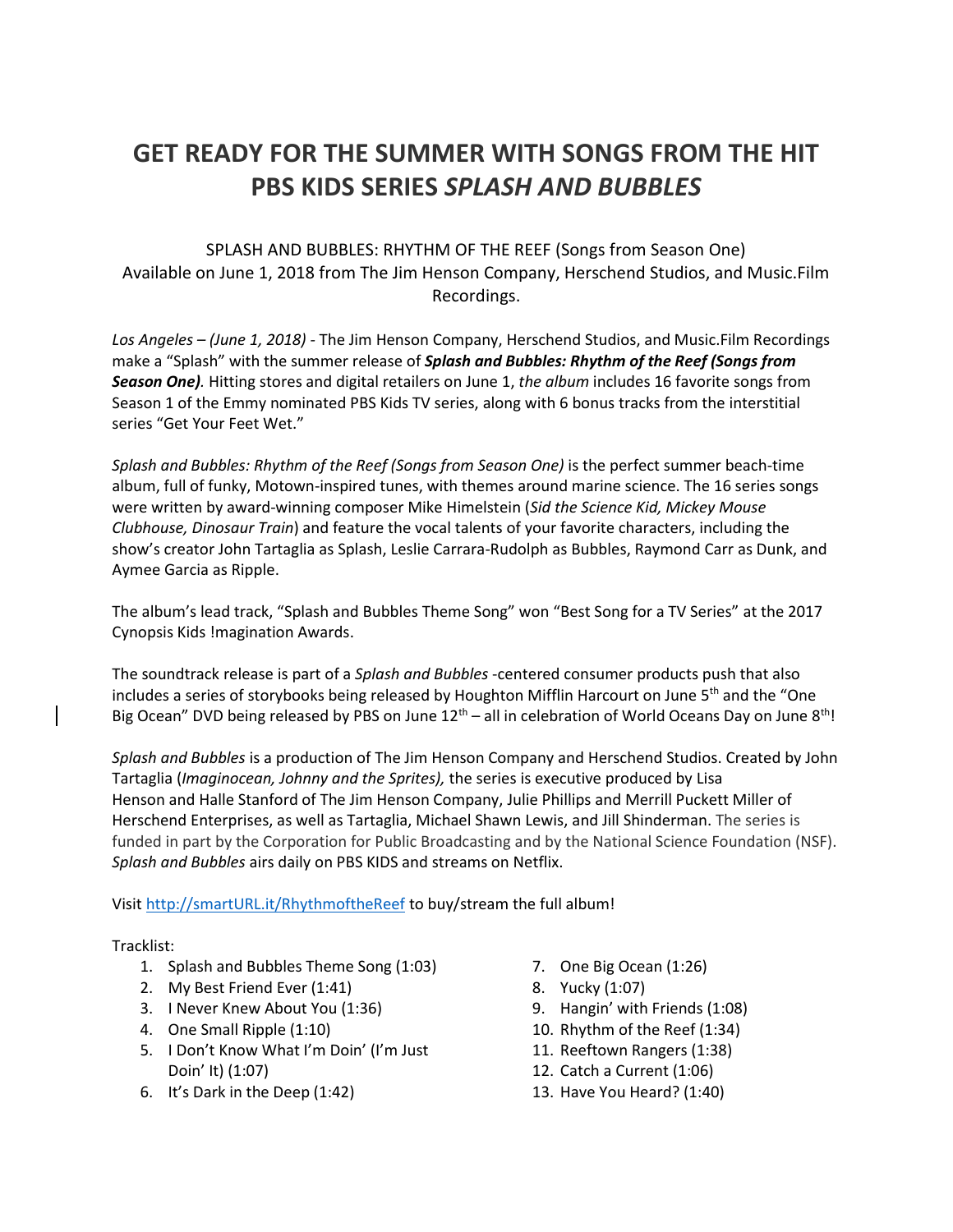# GET READY FOR THE SUMMER WITH SONGS FROM THE HIT PBS KIDS SERIES *SPLASH AND BUBBLES*

SPLASH AND BUBBLES: RHYTHM OF THE REEF (Songs from Season One)
Available on June 1, 2018 from The Jim Henson Company, Herschend Studios, and Music.Film Recordings.

*Los Angeles – (June 1, 2018)* - The Jim Henson Company, Herschend Studios, and Music.Film Recordings make a "Splash" with the summer release of ***Splash and Bubbles: Rhythm of the Reef (Songs from Season One)***. Hitting stores and digital retailers on June 1, *the album* includes 16 favorite songs from Season 1 of the Emmy nominated PBS Kids TV series, along with 6 bonus tracks from the interstitial series "Get Your Feet Wet."

*Splash and Bubbles: Rhythm of the Reef (Songs from Season One)* is the perfect summer beach-time album, full of funky, Motown-inspired tunes, with themes around marine science. The 16 series songs were written by award-winning composer Mike Himelstein (*Sid the Science Kid, Mickey Mouse Clubhouse, Dinosaur Train*) and feature the vocal talents of your favorite characters, including the show's creator John Tartaglia as Splash, Leslie Carrara-Rudolph as Bubbles, Raymond Carr as Dunk, and Aymee Garcia as Ripple.

The album's lead track, "Splash and Bubbles Theme Song" won "Best Song for a TV Series" at the 2017 Cynopsis Kids !magination Awards.

The soundtrack release is part of a *Splash and Bubbles* -centered consumer products push that also includes a series of storybooks being released by Houghton Mifflin Harcourt on June 5th and the "One Big Ocean" DVD being released by PBS on June 12th – all in celebration of World Oceans Day on June 8th!

*Splash and Bubbles* is a production of The Jim Henson Company and Herschend Studios. Created by John Tartaglia (*Imaginocean, Johnny and the Sprites),* the series is executive produced by Lisa Henson and Halle Stanford of The Jim Henson Company, Julie Phillips and Merrill Puckett Miller of Herschend Enterprises, as well as Tartaglia, Michael Shawn Lewis, and Jill Shinderman. The series is funded in part by the Corporation for Public Broadcasting and by the National Science Foundation (NSF). *Splash and Bubbles* airs daily on PBS KIDS and streams on Netflix.

Visit http://smartURL.it/RhythmoftheReef to buy/stream the full album!

Tracklist:

1. Splash and Bubbles Theme Song (1:03)
2. My Best Friend Ever (1:41)
3. I Never Knew About You (1:36)
4. One Small Ripple (1:10)
5. I Don't Know What I'm Doin' (I'm Just Doin' It) (1:07)
6. It's Dark in the Deep (1:42)
7. One Big Ocean (1:26)
8. Yucky (1:07)
9. Hangin' with Friends (1:08)
10. Rhythm of the Reef (1:34)
11. Reeftown Rangers (1:38)
12. Catch a Current (1:06)
13. Have You Heard? (1:40)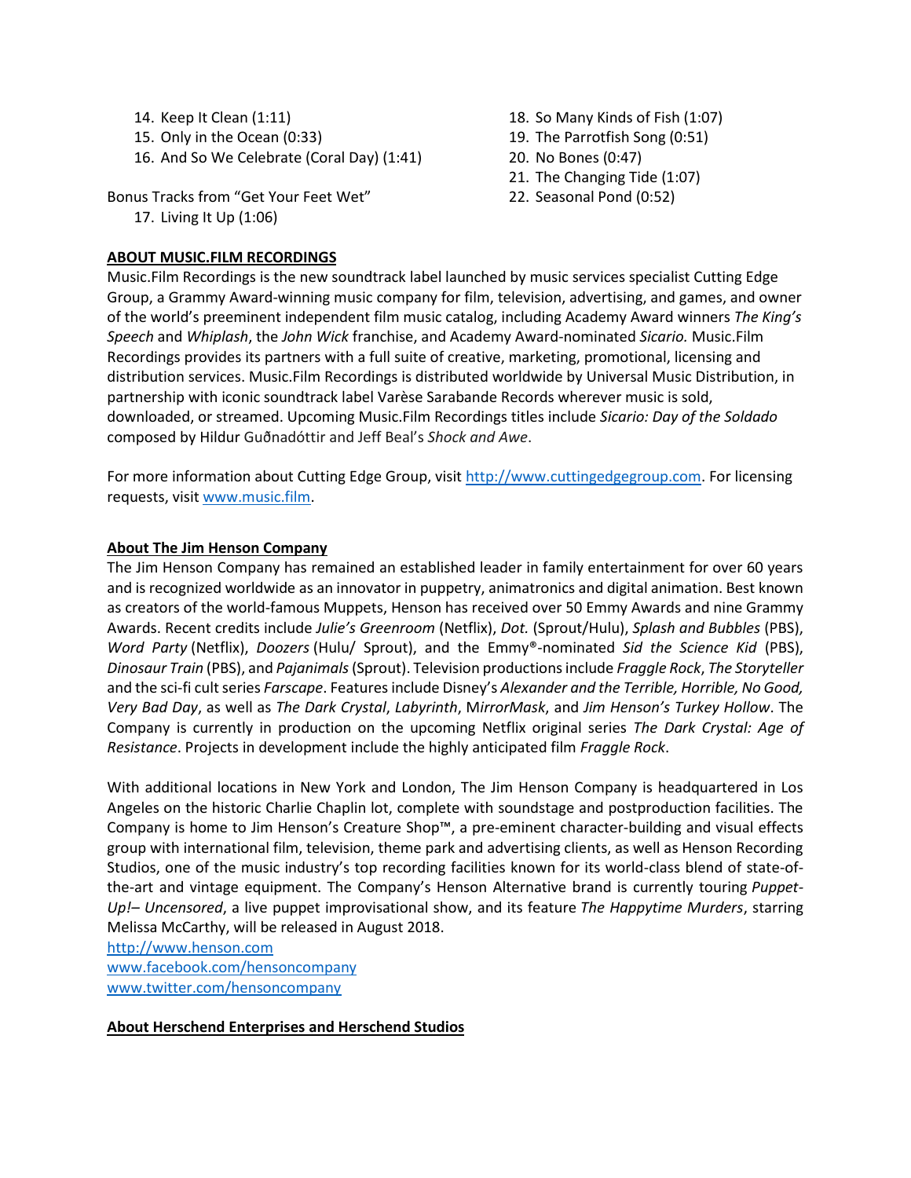14. Keep It Clean (1:11)
15. Only in the Ocean (0:33)
16. And So We Celebrate (Coral Day) (1:41)

Bonus Tracks from "Get Your Feet Wet"

17. Living It Up (1:06)
18. So Many Kinds of Fish (1:07)
19. The Parrotfish Song (0:51)
20. No Bones (0:47)
21. The Changing Tide (1:07)
22. Seasonal Pond (0:52)

**ABOUT MUSIC.FILM RECORDINGS**

Music.Film Recordings is the new soundtrack label launched by music services specialist Cutting Edge Group, a Grammy Award-winning music company for film, television, advertising, and games, and owner of the world's preeminent independent film music catalog, including Academy Award winners *The King's Speech* and *Whiplash*, the *John Wick* franchise, and Academy Award-nominated *Sicario.* Music.Film Recordings provides its partners with a full suite of creative, marketing, promotional, licensing and distribution services. Music.Film Recordings is distributed worldwide by Universal Music Distribution, in partnership with iconic soundtrack label Varèse Sarabande Records wherever music is sold, downloaded, or streamed. Upcoming Music.Film Recordings titles include *Sicario: Day of the Soldado* composed by Hildur Guðnadóttir and Jeff Beal's *Shock and Awe*.

For more information about Cutting Edge Group, visit http://www.cuttingedgegroup.com. For licensing requests, visit www.music.film.

**About The Jim Henson Company**

The Jim Henson Company has remained an established leader in family entertainment for over 60 years and is recognized worldwide as an innovator in puppetry, animatronics and digital animation. Best known as creators of the world-famous Muppets, Henson has received over 50 Emmy Awards and nine Grammy Awards. Recent credits include *Julie's Greenroom* (Netflix), *Dot.* (Sprout/Hulu), *Splash and Bubbles* (PBS), *Word Party* (Netflix), *Doozers* (Hulu/ Sprout), and the Emmy®-nominated *Sid the Science Kid* (PBS), *Dinosaur Train* (PBS), and *Pajanimals* (Sprout). Television productions include *Fraggle Rock*, *The Storyteller* and the sci-fi cult series *Farscape*. Features include Disney's *Alexander and the Terrible, Horrible, No Good, Very Bad Day*, as well as *The Dark Crystal*, *Labyrinth*, M*irrorMask*, and *Jim Henson's Turkey Hollow*. The Company is currently in production on the upcoming Netflix original series *The Dark Crystal: Age of Resistance*. Projects in development include the highly anticipated film *Fraggle Rock*.

With additional locations in New York and London, The Jim Henson Company is headquartered in Los Angeles on the historic Charlie Chaplin lot, complete with soundstage and postproduction facilities. The Company is home to Jim Henson's Creature Shop™, a pre-eminent character-building and visual effects group with international film, television, theme park and advertising clients, as well as Henson Recording Studios, one of the music industry's top recording facilities known for its world-class blend of state-of-the-art and vintage equipment. The Company's Henson Alternative brand is currently touring *Puppet-Up!– Uncensored*, a live puppet improvisational show, and its feature *The Happytime Murders*, starring Melissa McCarthy, will be released in August 2018.

http://www.henson.com
www.facebook.com/hensoncompany
www.twitter.com/hensoncompany

**About Herschend Enterprises and Herschend Studios**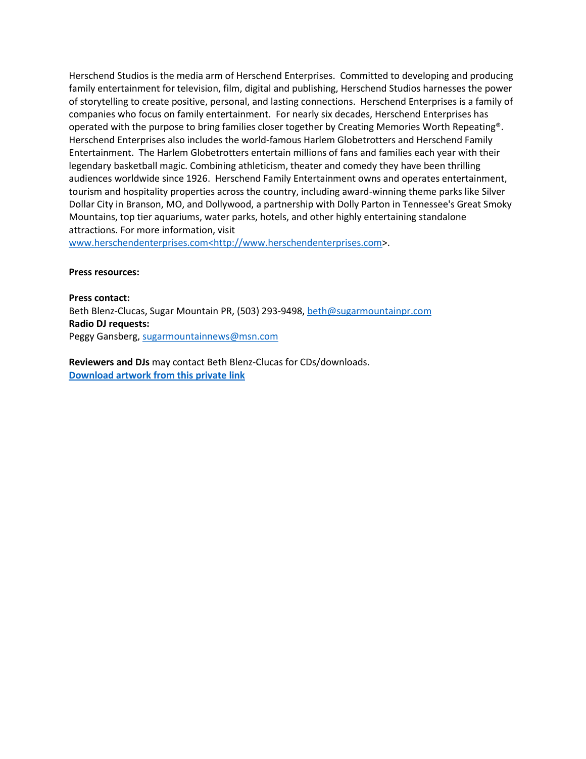Herschend Studios is the media arm of Herschend Enterprises. Committed to developing and producing family entertainment for television, film, digital and publishing, Herschend Studios harnesses the power of storytelling to create positive, personal, and lasting connections. Herschend Enterprises is a family of companies who focus on family entertainment. For nearly six decades, Herschend Enterprises has operated with the purpose to bring families closer together by Creating Memories Worth Repeating®. Herschend Enterprises also includes the world-famous Harlem Globetrotters and Herschend Family Entertainment. The Harlem Globetrotters entertain millions of fans and families each year with their legendary basketball magic. Combining athleticism, theater and comedy they have been thrilling audiences worldwide since 1926. Herschend Family Entertainment owns and operates entertainment, tourism and hospitality properties across the country, including award-winning theme parks like Silver Dollar City in Branson, MO, and Dollywood, a partnership with Dolly Parton in Tennessee's Great Smoky Mountains, top tier aquariums, water parks, hotels, and other highly entertaining standalone attractions. For more information, visit www.herschendenterprises.com<http://www.herschendenterprises.com>.

**Press resources:**

**Press contact:**
Beth Blenz-Clucas, Sugar Mountain PR, (503) 293-9498, beth@sugarmountainpr.com
**Radio DJ requests:**
Peggy Gansberg, sugarmountainnews@msn.com

**Reviewers and DJs** may contact Beth Blenz-Clucas for CDs/downloads.
**Download artwork from this private link**